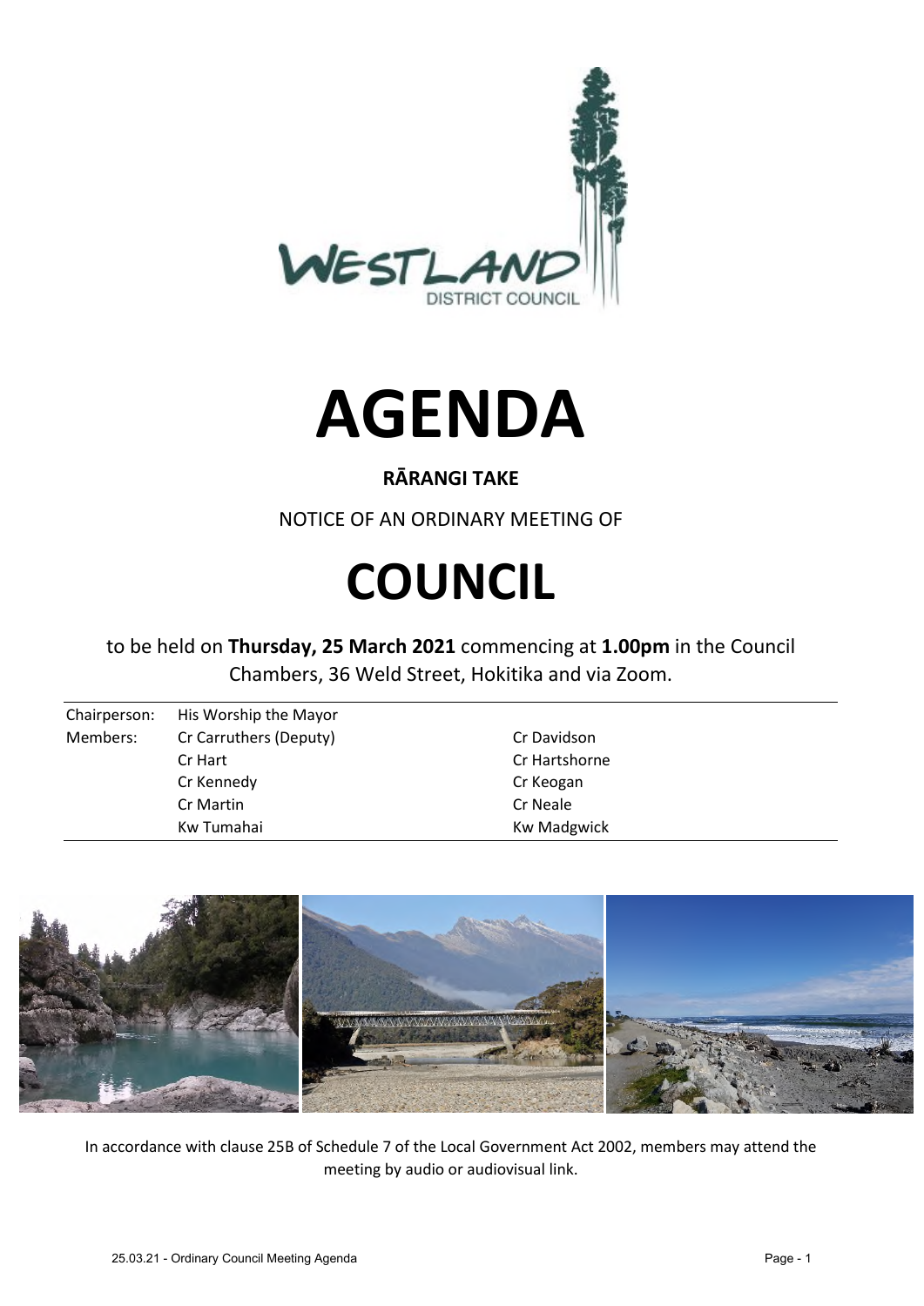# AGENDA

**RĀRANGI TAKE**

NOTICE OF AN ORDINARY MEETING OF

# COUNCIL

to be held on **Thursday, 25 March 2021** commencing at **1.00pm** in the Council Chambers, 36 Weld Street, Hokitika and via Zoom.

| | | |
|---|---|---|
| Chairperson: | His Worship the Mayor | |
| Members: | Cr Carruthers (Deputy) | Cr Davidson |
| | Cr Hart | Cr Hartshorne |
| | Cr Kennedy | Cr Keogan |
| | Cr Martin | Cr Neale |
| | Kw Tumahai | Kw Madgwick |

In accordance with clause 25B of Schedule 7 of the Local Government Act 2002, members may attend the meeting by audio or audiovisual link.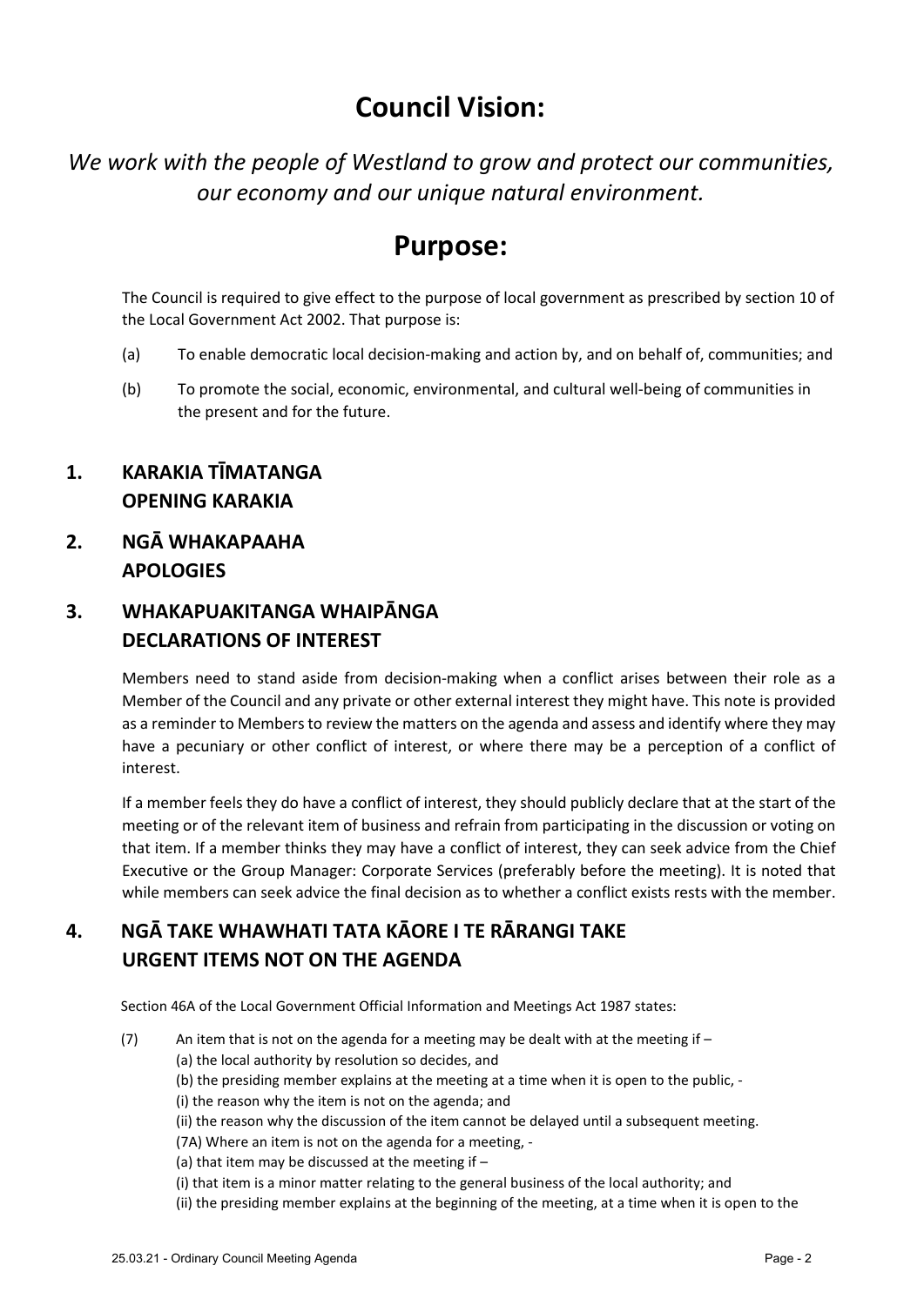# Council Vision:

*We work with the people of Westland to grow and protect our communities, our economy and our unique natural environment.*

# Purpose:

The Council is required to give effect to the purpose of local government as prescribed by section 10 of the Local Government Act 2002. That purpose is:

(a) To enable democratic local decision-making and action by, and on behalf of, communities; and

(b) To promote the social, economic, environmental, and cultural well-being of communities in the present and for the future.

## 1. KARAKIA TĪMATANGA OPENING KARAKIA

## 2. NGĀ WHAKAPAAHA APOLOGIES

## 3. WHAKAPUAKITANGA WHAIPĀNGA DECLARATIONS OF INTEREST

Members need to stand aside from decision-making when a conflict arises between their role as a Member of the Council and any private or other external interest they might have. This note is provided as a reminder to Members to review the matters on the agenda and assess and identify where they may have a pecuniary or other conflict of interest, or where there may be a perception of a conflict of interest.

If a member feels they do have a conflict of interest, they should publicly declare that at the start of the meeting or of the relevant item of business and refrain from participating in the discussion or voting on that item. If a member thinks they may have a conflict of interest, they can seek advice from the Chief Executive or the Group Manager: Corporate Services (preferably before the meeting). It is noted that while members can seek advice the final decision as to whether a conflict exists rests with the member.

## 4. NGĀ TAKE WHAWHATI TATA KĀORE I TE RĀRANGI TAKE URGENT ITEMS NOT ON THE AGENDA

Section 46A of the Local Government Official Information and Meetings Act 1987 states:

(7) An item that is not on the agenda for a meeting may be dealt with at the meeting if –
(a) the local authority by resolution so decides, and
(b) the presiding member explains at the meeting at a time when it is open to the public, -
(i) the reason why the item is not on the agenda; and
(ii) the reason why the discussion of the item cannot be delayed until a subsequent meeting.
(7A) Where an item is not on the agenda for a meeting, -
(a) that item may be discussed at the meeting if –
(i) that item is a minor matter relating to the general business of the local authority; and
(ii) the presiding member explains at the beginning of the meeting, at a time when it is open to the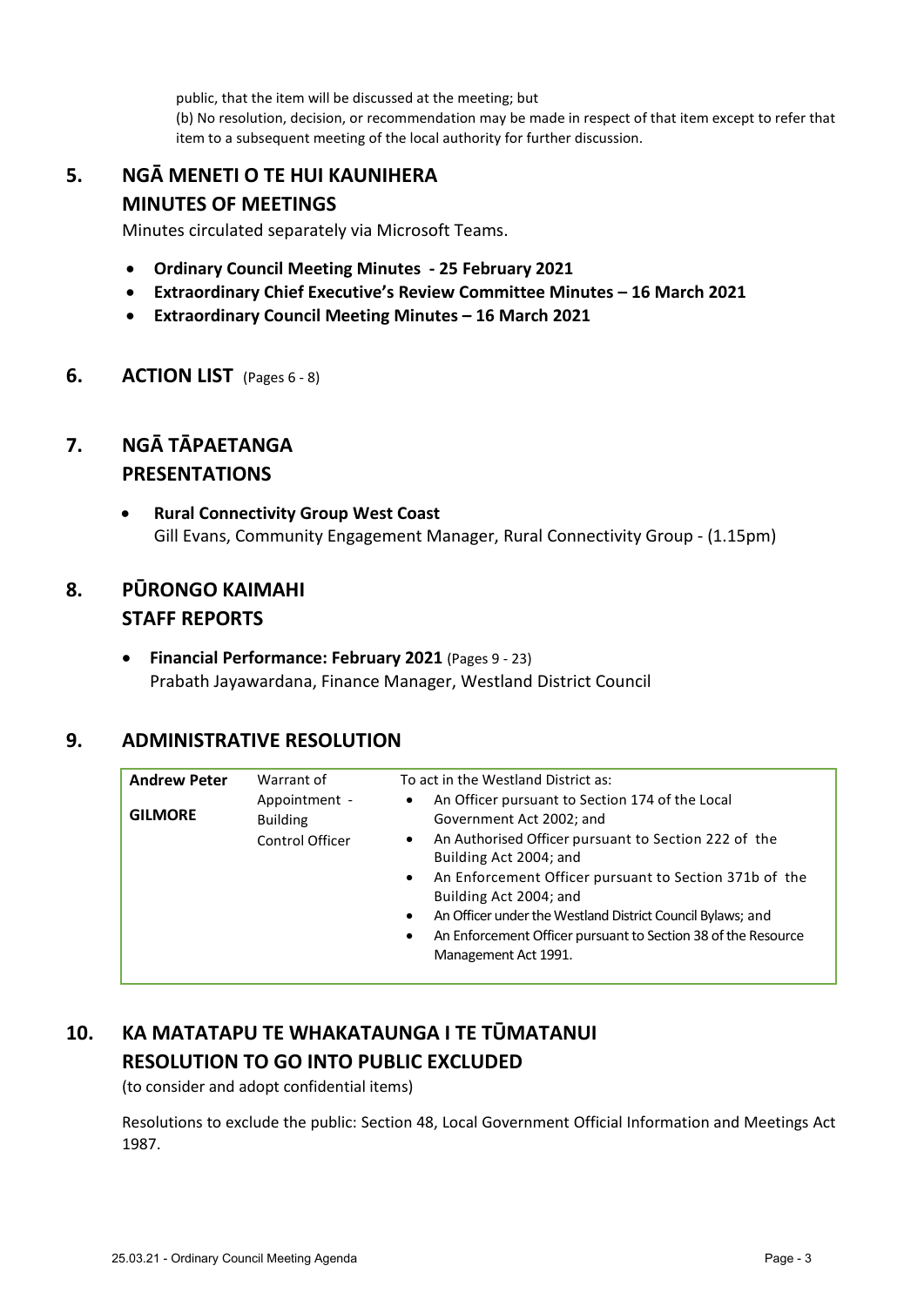public, that the item will be discussed at the meeting; but

(b) No resolution, decision, or recommendation may be made in respect of that item except to refer that item to a subsequent meeting of the local authority for further discussion.

## 5. NGĀ MENETI O TE HUI KAUNIHERA
## MINUTES OF MEETINGS

Minutes circulated separately via Microsoft Teams.

- **Ordinary Council Meeting Minutes - 25 February 2021**
- **Extraordinary Chief Executive's Review Committee Minutes – 16 March 2021**
- **Extraordinary Council Meeting Minutes – 16 March 2021**

## 6. ACTION LIST (Pages 6 - 8)

## 7. NGĀ TĀPAETANGA
## PRESENTATIONS

- **Rural Connectivity Group West Coast**
  Gill Evans, Community Engagement Manager, Rural Connectivity Group - (1.15pm)

## 8. PŪRONGO KAIMAHI
## STAFF REPORTS

- **Financial Performance: February 2021** (Pages 9 - 23)
  Prabath Jayawardana, Finance Manager, Westland District Council

## 9. ADMINISTRATIVE RESOLUTION

| | | |
|---|---|---|
| **Andrew Peter GILMORE** | Warrant of Appointment - Building Control Officer | To act in the Westland District as:<br>• An Officer pursuant to Section 174 of the Local Government Act 2002; and<br>• An Authorised Officer pursuant to Section 222 of the Building Act 2004; and<br>• An Enforcement Officer pursuant to Section 371b of the Building Act 2004; and<br>• An Officer under the Westland District Council Bylaws; and<br>• An Enforcement Officer pursuant to Section 38 of the Resource Management Act 1991. |

## 10. KA MATATAPU TE WHAKATAUNGA I TE TŪMATANUI
## RESOLUTION TO GO INTO PUBLIC EXCLUDED

(to consider and adopt confidential items)

Resolutions to exclude the public: Section 48, Local Government Official Information and Meetings Act 1987.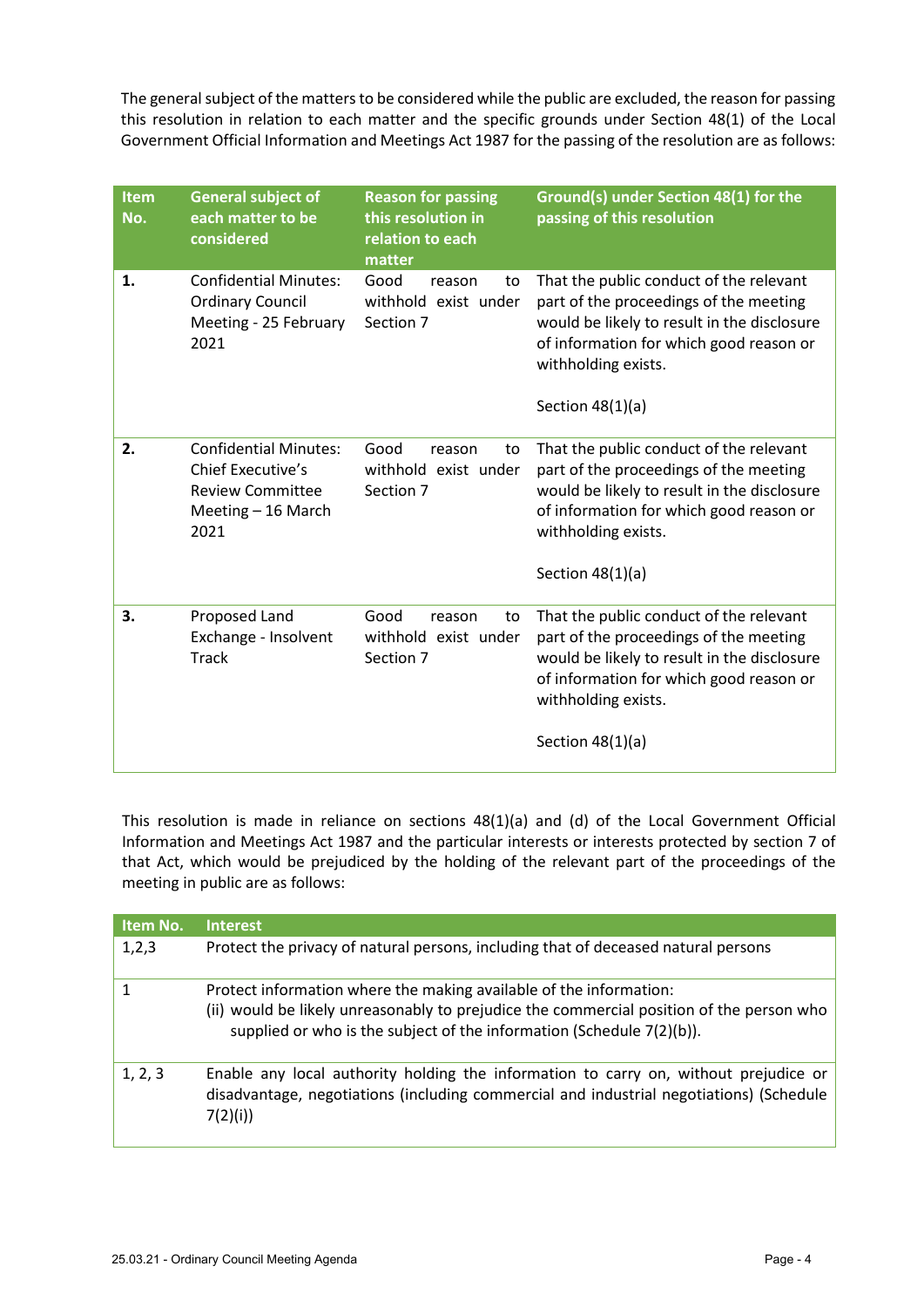The general subject of the matters to be considered while the public are excluded, the reason for passing this resolution in relation to each matter and the specific grounds under Section 48(1) of the Local Government Official Information and Meetings Act 1987 for the passing of the resolution are as follows:

| Item No. | General subject of each matter to be considered | Reason for passing this resolution in relation to each matter | Ground(s) under Section 48(1) for the passing of this resolution |
|---|---|---|---|
| 1. | Confidential Minutes: Ordinary Council Meeting - 25 February 2021 | Good reason to withhold exist under Section 7 | That the public conduct of the relevant part of the proceedings of the meeting would be likely to result in the disclosure of information for which good reason or withholding exists.<br><br>Section 48(1)(a) |
| 2. | Confidential Minutes: Chief Executive's Review Committee Meeting – 16 March 2021 | Good reason to withhold exist under Section 7 | That the public conduct of the relevant part of the proceedings of the meeting would be likely to result in the disclosure of information for which good reason or withholding exists.<br><br>Section 48(1)(a) |
| 3. | Proposed Land Exchange - Insolvent Track | Good reason to withhold exist under Section 7 | That the public conduct of the relevant part of the proceedings of the meeting would be likely to result in the disclosure of information for which good reason or withholding exists.<br><br>Section 48(1)(a) |

This resolution is made in reliance on sections 48(1)(a) and (d) of the Local Government Official Information and Meetings Act 1987 and the particular interests or interests protected by section 7 of that Act, which would be prejudiced by the holding of the relevant part of the proceedings of the meeting in public are as follows:

| Item No. | Interest |
|---|---|
| 1,2,3 | Protect the privacy of natural persons, including that of deceased natural persons |
| 1 | Protect information where the making available of the information:<br>(ii) would be likely unreasonably to prejudice the commercial position of the person who supplied or who is the subject of the information (Schedule 7(2)(b)). |
| 1, 2, 3 | Enable any local authority holding the information to carry on, without prejudice or disadvantage, negotiations (including commercial and industrial negotiations) (Schedule 7(2)(i)) |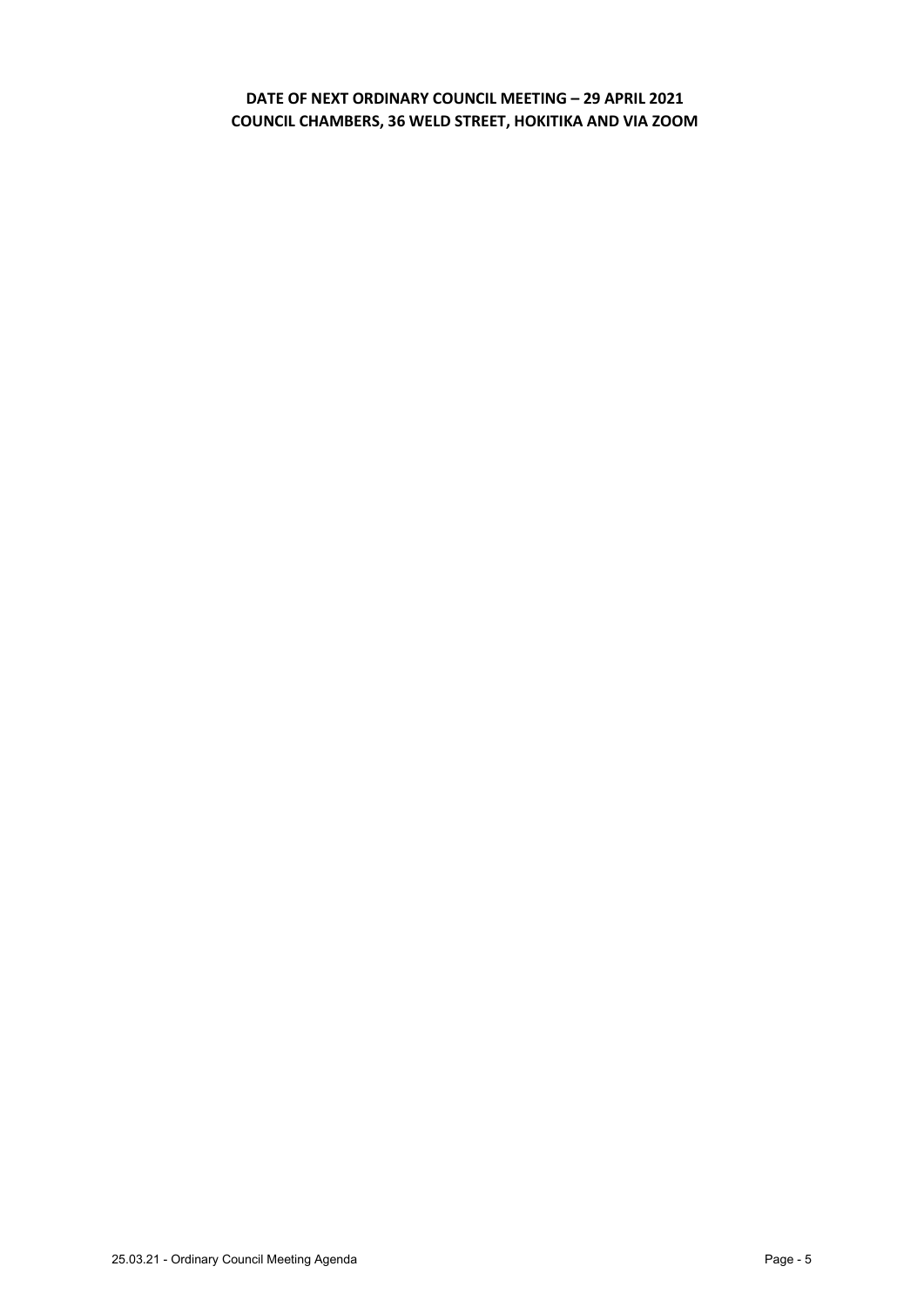**DATE OF NEXT ORDINARY COUNCIL MEETING – 29 APRIL 2021**
**COUNCIL CHAMBERS, 36 WELD STREET, HOKITIKA AND VIA ZOOM**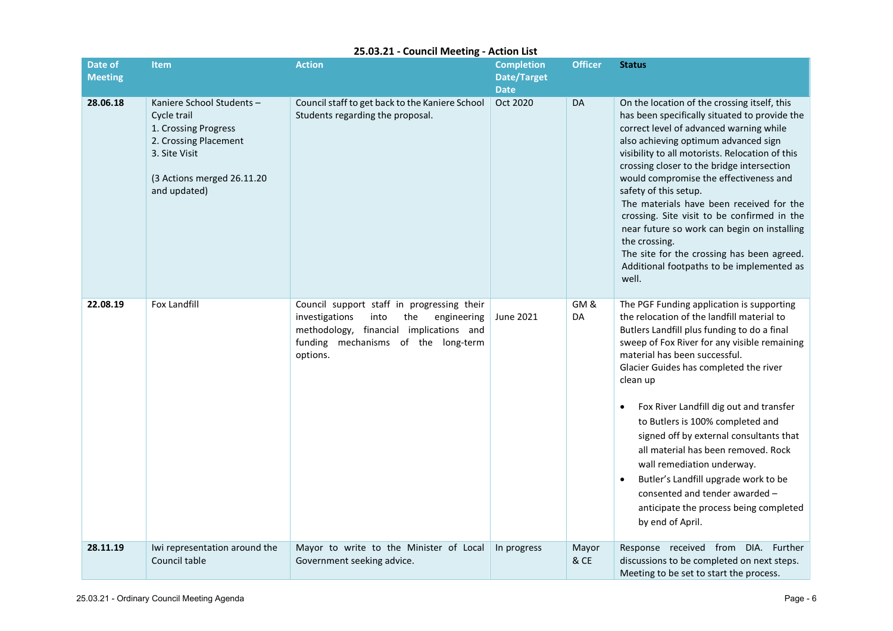**25.03.21 - Council Meeting - Action List**

| Date of Meeting | Item | Action | Completion Date/Target Date | Officer | Status |
|---|---|---|---|---|---|
| **28.06.18** | Kaniere School Students – Cycle trail<br>1. Crossing Progress<br>2. Crossing Placement<br>3. Site Visit<br><br>(3 Actions merged 26.11.20 and updated) | Council staff to get back to the Kaniere School Students regarding the proposal. | Oct 2020 | DA | On the location of the crossing itself, this has been specifically situated to provide the correct level of advanced warning while also achieving optimum advanced sign visibility to all motorists. Relocation of this crossing closer to the bridge intersection would compromise the effectiveness and safety of this setup.<br>The materials have been received for the crossing. Site visit to be confirmed in the near future so work can begin on installing the crossing.<br>The site for the crossing has been agreed. Additional footpaths to be implemented as well. |
| **22.08.19** | Fox Landfill | Council support staff in progressing their investigations into the engineering methodology, financial implications and funding mechanisms of the long-term options. | June 2021 | GM & DA | The PGF Funding application is supporting the relocation of the landfill material to Butlers Landfill plus funding to do a final sweep of Fox River for any visible remaining material has been successful.<br>Glacier Guides has completed the river clean up<br><br>• Fox River Landfill dig out and transfer to Butlers is 100% completed and signed off by external consultants that all material has been removed. Rock wall remediation underway.<br>• Butler's Landfill upgrade work to be consented and tender awarded – anticipate the process being completed by end of April. |
| **28.11.19** | Iwi representation around the Council table | Mayor to write to the Minister of Local Government seeking advice. | In progress | Mayor & CE | Response received from DIA. Further discussions to be completed on next steps. Meeting to be set to start the process. |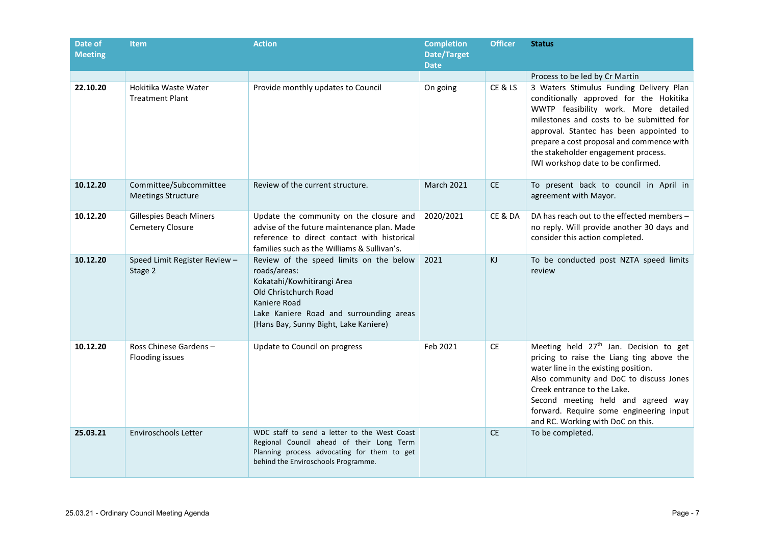| Date of Meeting | Item | Action | Completion Date/Target Date | Officer | Status |
|---|---|---|---|---|---|
| | | | | | Process to be led by Cr Martin |
| **22.10.20** | Hokitika Waste Water Treatment Plant | Provide monthly updates to Council | On going | CE & LS | 3 Waters Stimulus Funding Delivery Plan conditionally approved for the Hokitika WWTP feasibility work. More detailed milestones and costs to be submitted for approval. Stantec has been appointed to prepare a cost proposal and commence with the stakeholder engagement process.<br>IWI workshop date to be confirmed. |
| **10.12.20** | Committee/Subcommittee Meetings Structure | Review of the current structure. | March 2021 | CE | To present back to council in April in agreement with Mayor. |
| **10.12.20** | Gillespies Beach Miners Cemetery Closure | Update the community on the closure and advise of the future maintenance plan. Made reference to direct contact with historical families such as the Williams & Sullivan's. | 2020/2021 | CE & DA | DA has reach out to the effected members – no reply. Will provide another 30 days and consider this action completed. |
| **10.12.20** | Speed Limit Register Review – Stage 2 | Review of the speed limits on the below roads/areas:<br>Kokatahi/Kowhitirangi Area<br>Old Christchurch Road<br>Kaniere Road<br>Lake Kaniere Road and surrounding areas (Hans Bay, Sunny Bight, Lake Kaniere) | 2021 | KJ | To be conducted post NZTA speed limits review |
| **10.12.20** | Ross Chinese Gardens – Flooding issues | Update to Council on progress | Feb 2021 | CE | Meeting held 27th Jan. Decision to get pricing to raise the Liang ting above the water line in the existing position.<br>Also community and DoC to discuss Jones Creek entrance to the Lake.<br>Second meeting held and agreed way forward. Require some engineering input and RC. Working with DoC on this. |
| **25.03.21** | Enviroschools Letter | WDC staff to send a letter to the West Coast Regional Council ahead of their Long Term Planning process advocating for them to get behind the Enviroschools Programme. | | CE | To be completed. |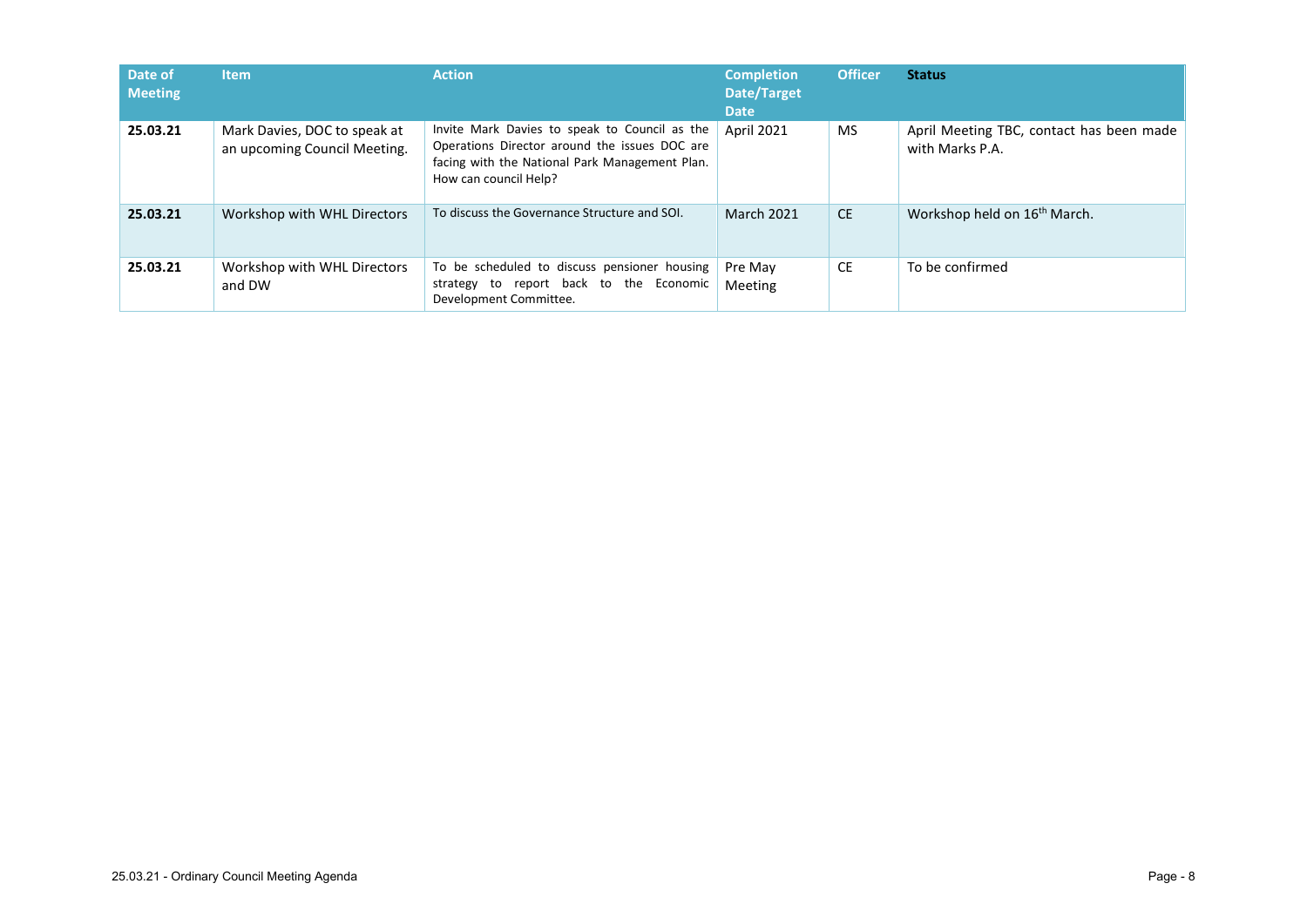| Date of Meeting | Item | Action | Completion Date/Target Date | Officer | Status |
| --- | --- | --- | --- | --- | --- |
| **25.03.21** | Mark Davies, DOC to speak at an upcoming Council Meeting. | Invite Mark Davies to speak to Council as the Operations Director around the issues DOC are facing with the National Park Management Plan. How can council Help? | April 2021 | MS | April Meeting TBC, contact has been made with Marks P.A. |
| **25.03.21** | Workshop with WHL Directors | To discuss the Governance Structure and SOI. | March 2021 | CE | Workshop held on 16th March. |
| **25.03.21** | Workshop with WHL Directors and DW | To be scheduled to discuss pensioner housing strategy to report back to the Economic Development Committee. | Pre May Meeting | CE | To be confirmed |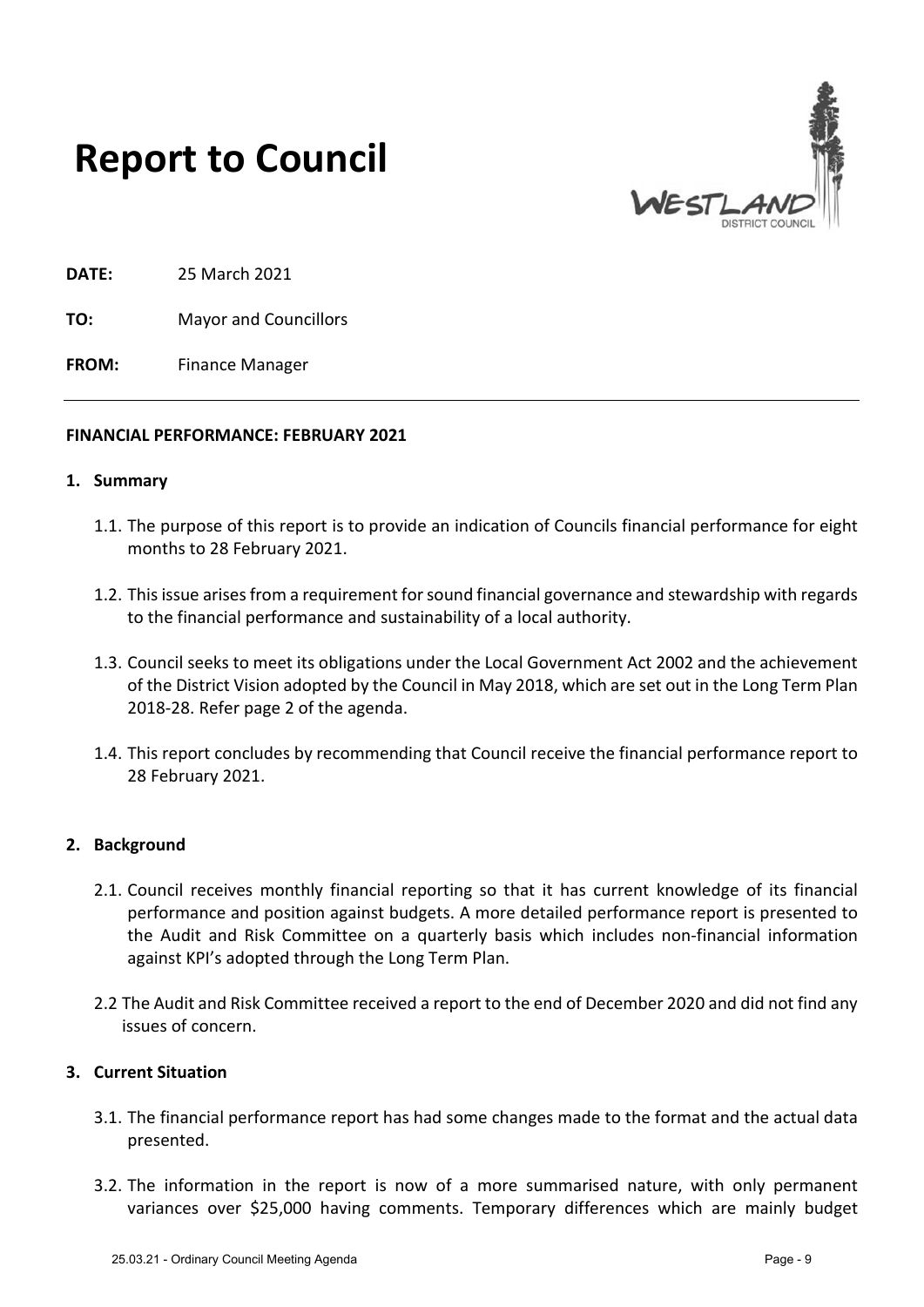# Report to Council

**DATE:** 25 March 2021

**TO:** Mayor and Councillors

**FROM:** Finance Manager

---

**FINANCIAL PERFORMANCE: FEBRUARY 2021**

**1. Summary**

1.1. The purpose of this report is to provide an indication of Councils financial performance for eight months to 28 February 2021.

1.2. This issue arises from a requirement for sound financial governance and stewardship with regards to the financial performance and sustainability of a local authority.

1.3. Council seeks to meet its obligations under the Local Government Act 2002 and the achievement of the District Vision adopted by the Council in May 2018, which are set out in the Long Term Plan 2018-28. Refer page 2 of the agenda.

1.4. This report concludes by recommending that Council receive the financial performance report to 28 February 2021.

**2. Background**

2.1. Council receives monthly financial reporting so that it has current knowledge of its financial performance and position against budgets. A more detailed performance report is presented to the Audit and Risk Committee on a quarterly basis which includes non-financial information against KPI's adopted through the Long Term Plan.

2.2 The Audit and Risk Committee received a report to the end of December 2020 and did not find any issues of concern.

**3. Current Situation**

3.1. The financial performance report has had some changes made to the format and the actual data presented.

3.2. The information in the report is now of a more summarised nature, with only permanent variances over $25,000 having comments. Temporary differences which are mainly budget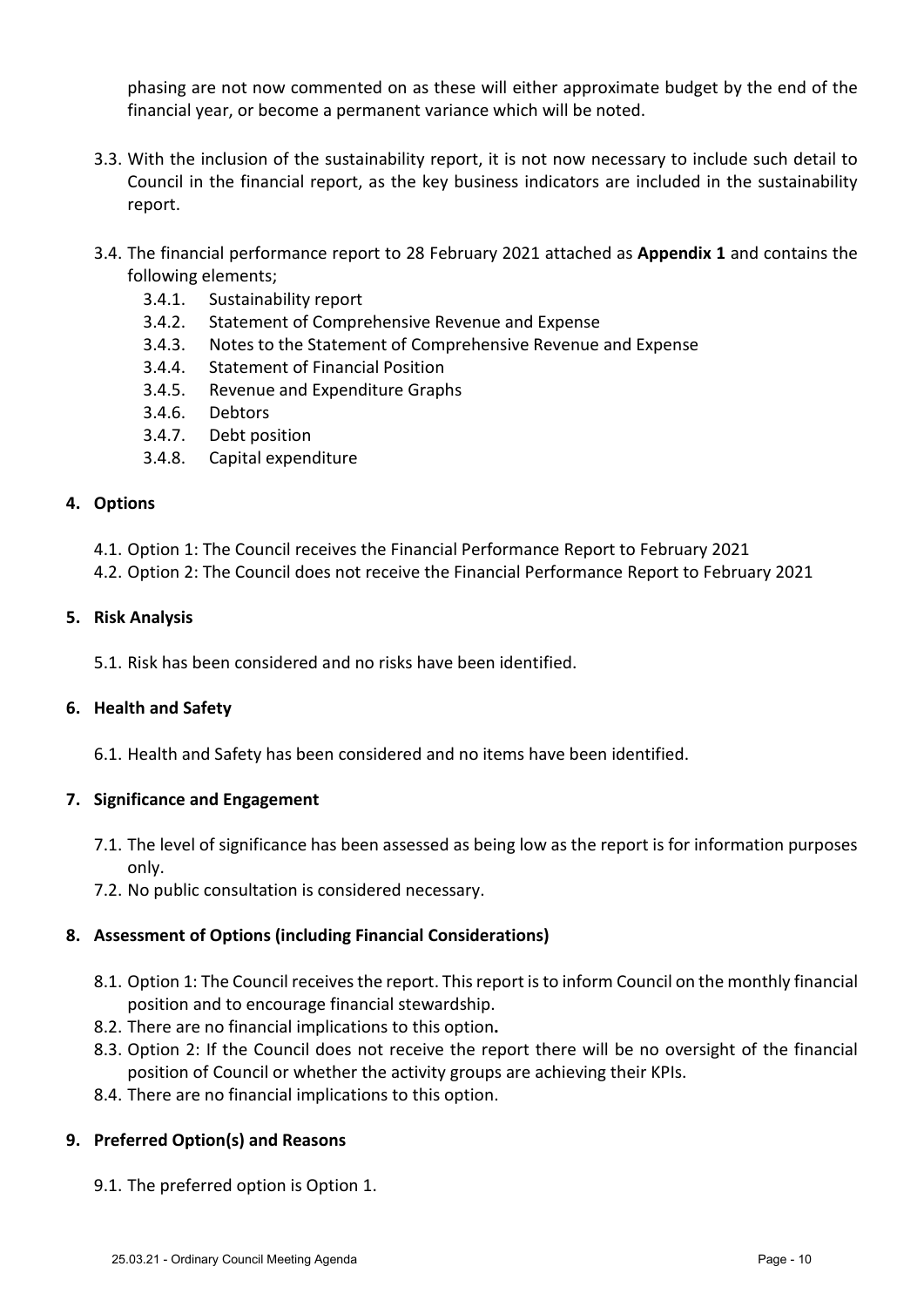phasing are not now commented on as these will either approximate budget by the end of the financial year, or become a permanent variance which will be noted.

3.3. With the inclusion of the sustainability report, it is not now necessary to include such detail to Council in the financial report, as the key business indicators are included in the sustainability report.

3.4. The financial performance report to 28 February 2021 attached as **Appendix 1** and contains the following elements;

- 3.4.1. Sustainability report
- 3.4.2. Statement of Comprehensive Revenue and Expense
- 3.4.3. Notes to the Statement of Comprehensive Revenue and Expense
- 3.4.4. Statement of Financial Position
- 3.4.5. Revenue and Expenditure Graphs
- 3.4.6. Debtors
- 3.4.7. Debt position
- 3.4.8. Capital expenditure

## 4. Options

4.1. Option 1: The Council receives the Financial Performance Report to February 2021

4.2. Option 2: The Council does not receive the Financial Performance Report to February 2021

## 5. Risk Analysis

5.1. Risk has been considered and no risks have been identified.

## 6. Health and Safety

6.1. Health and Safety has been considered and no items have been identified.

## 7. Significance and Engagement

7.1. The level of significance has been assessed as being low as the report is for information purposes only.

7.2. No public consultation is considered necessary.

## 8. Assessment of Options (including Financial Considerations)

8.1. Option 1: The Council receives the report. This report is to inform Council on the monthly financial position and to encourage financial stewardship.

8.2. There are no financial implications to this option**.**

8.3. Option 2: If the Council does not receive the report there will be no oversight of the financial position of Council or whether the activity groups are achieving their KPIs.

8.4. There are no financial implications to this option.

## 9. Preferred Option(s) and Reasons

9.1. The preferred option is Option 1.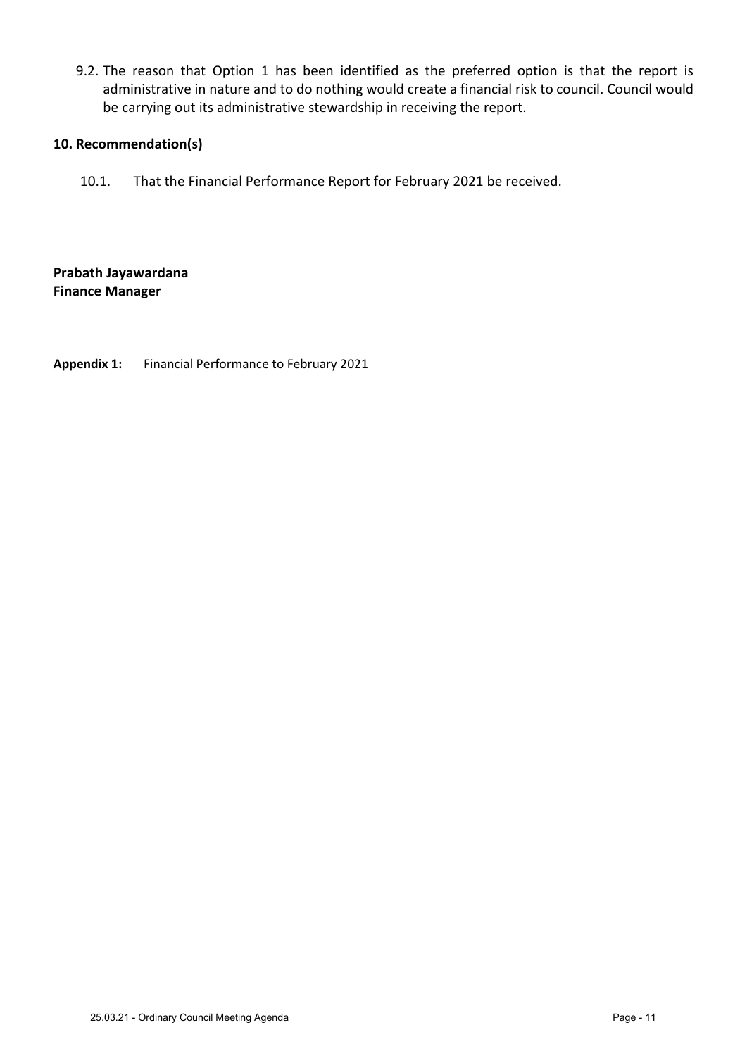9.2. The reason that Option 1 has been identified as the preferred option is that the report is administrative in nature and to do nothing would create a financial risk to council. Council would be carrying out its administrative stewardship in receiving the report.

## 10. Recommendation(s)

10.1. That the Financial Performance Report for February 2021 be received.

**Prabath Jayawardana**
**Finance Manager**

**Appendix 1:** Financial Performance to February 2021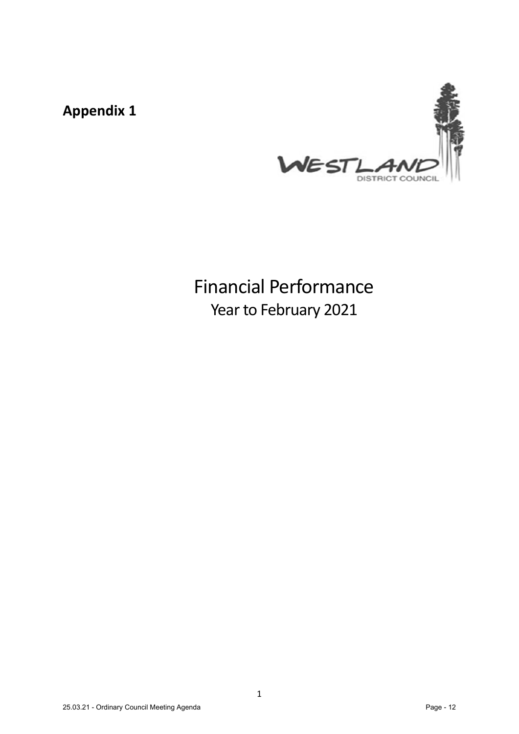**Appendix 1**

# Financial Performance

## Year to February 2021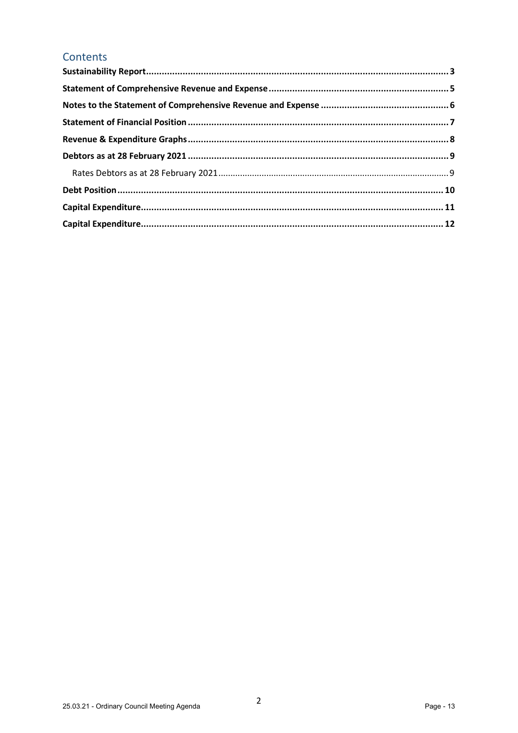## Contents

**Sustainability Report** ..................... **3**

**Statement of Comprehensive Revenue and Expense** ..................... **5**

**Notes to the Statement of Comprehensive Revenue and Expense** ..................... **6**

**Statement of Financial Position** ..................... **7**

**Revenue & Expenditure Graphs** ..................... **8**

**Debtors as at 28 February 2021** ..................... **9**

Rates Debtors as at 28 February 2021 ..................... 9

**Debt Position** ..................... **10**

**Capital Expenditure** ..................... **11**

**Capital Expenditure** ..................... **12**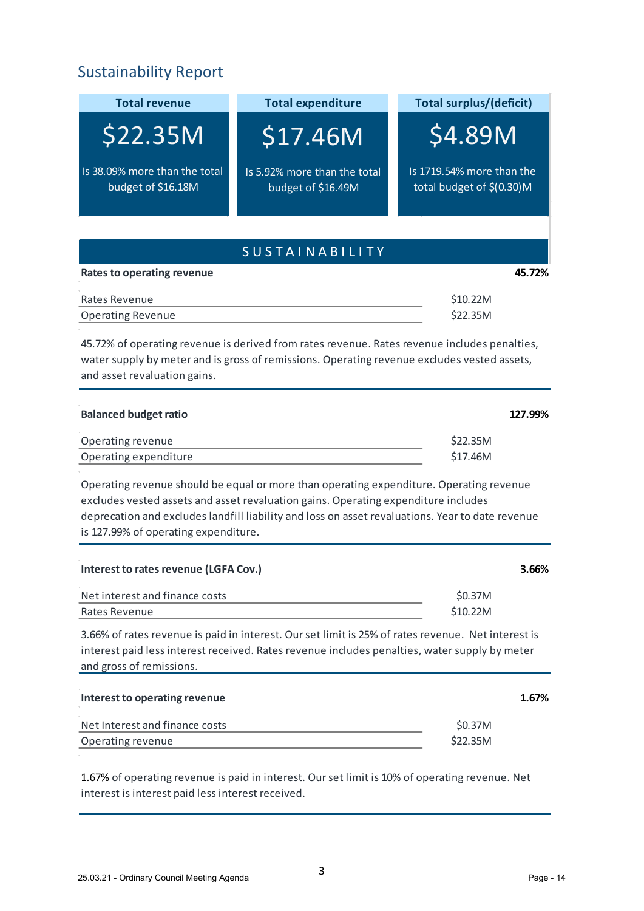## Sustainability Report

| Total revenue | Total expenditure | Total surplus/(deficit) |
| --- | --- | --- |
| $22.35M | $17.46M | $4.89M |
| Is 38.09% more than the total budget of $16.18M | Is 5.92% more than the total budget of $16.49M | Is 1719.54% more than the total budget of $(0.30)M |

### SUSTAINABILITY

**Rates to operating revenue** **45.72%**

| | |
| --- | --- |
| Rates Revenue | $10.22M |
| Operating Revenue | $22.35M |

45.72% of operating revenue is derived from rates revenue. Rates revenue includes penalties, water supply by meter and is gross of remissions. Operating revenue excludes vested assets, and asset revaluation gains.

**Balanced budget ratio** **127.99%**

| | |
| --- | --- |
| Operating revenue | $22.35M |
| Operating expenditure | $17.46M |

Operating revenue should be equal or more than operating expenditure. Operating revenue excludes vested assets and asset revaluation gains. Operating expenditure includes deprecation and excludes landfill liability and loss on asset revaluations. Year to date revenue is 127.99% of operating expenditure.

**Interest to rates revenue (LGFA Cov.)** **3.66%**

| | |
| --- | --- |
| Net interest and finance costs | $0.37M |
| Rates Revenue | $10.22M |

3.66% of rates revenue is paid in interest. Our set limit is 25% of rates revenue. Net interest is interest paid less interest received. Rates revenue includes penalties, water supply by meter and gross of remissions.

**Interest to operating revenue** **1.67%**

| | |
| --- | --- |
| Net Interest and finance costs | $0.37M |
| Operating revenue | $22.35M |

1.67% of operating revenue is paid in interest. Our set limit is 10% of operating revenue. Net interest is interest paid less interest received.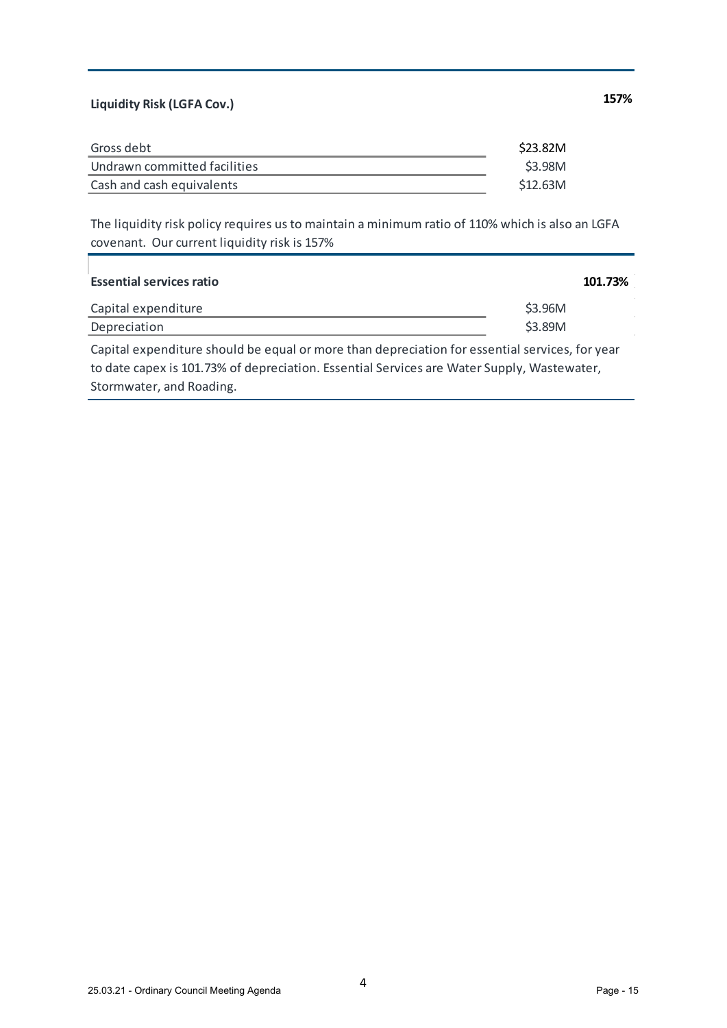**Liquidity Risk (LGFA Cov.)** **157%**

| | |
|---|---|
| Gross debt | $23.82M |
| Undrawn committed facilities | $3.98M |
| Cash and cash equivalents | $12.63M |

The liquidity risk policy requires us to maintain a minimum ratio of 110% which is also an LGFA covenant. Our current liquidity risk is 157%

**Essential services ratio** **101.73%**

| | |
|---|---|
| Capital expenditure | $3.96M |
| Depreciation | $3.89M |

Capital expenditure should be equal or more than depreciation for essential services, for year to date capex is 101.73% of depreciation. Essential Services are Water Supply, Wastewater, Stormwater, and Roading.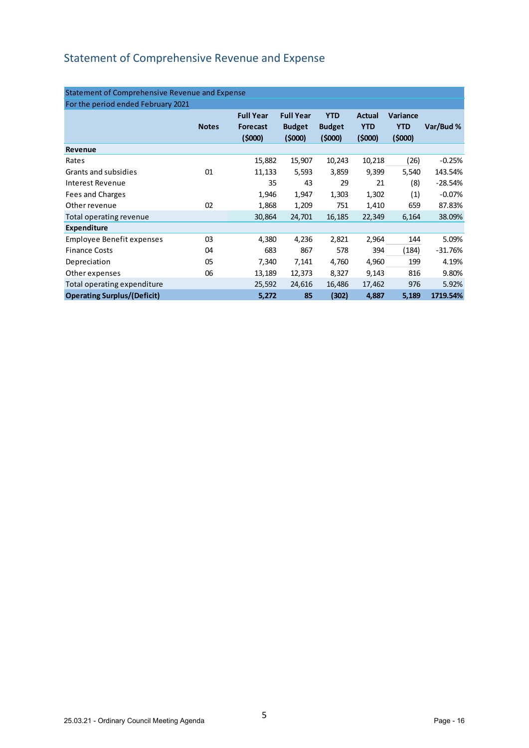## Statement of Comprehensive Revenue and Expense

| Statement of Comprehensive Revenue and Expense<br>For the period ended February 2021 | Notes | Full Year Forecast ($000) | Full Year Budget ($000) | YTD Budget ($000) | Actual YTD ($000) | Variance YTD ($000) | Var/Bud % |
|---|---|---|---|---|---|---|---|
| **Revenue** | | | | | | | |
| Rates | | 15,882 | 15,907 | 10,243 | 10,218 | (26) | -0.25% |
| Grants and subsidies | 01 | 11,133 | 5,593 | 3,859 | 9,399 | 5,540 | 143.54% |
| Interest Revenue | | 35 | 43 | 29 | 21 | (8) | -28.54% |
| Fees and Charges | | 1,946 | 1,947 | 1,303 | 1,302 | (1) | -0.07% |
| Other revenue | 02 | 1,868 | 1,209 | 751 | 1,410 | 659 | 87.83% |
| Total operating revenue | | 30,864 | 24,701 | 16,185 | 22,349 | 6,164 | 38.09% |
| **Expenditure** | | | | | | | |
| Employee Benefit expenses | 03 | 4,380 | 4,236 | 2,821 | 2,964 | 144 | 5.09% |
| Finance Costs | 04 | 683 | 867 | 578 | 394 | (184) | -31.76% |
| Depreciation | 05 | 7,340 | 7,141 | 4,760 | 4,960 | 199 | 4.19% |
| Other expenses | 06 | 13,189 | 12,373 | 8,327 | 9,143 | 816 | 9.80% |
| Total operating expenditure | | 25,592 | 24,616 | 16,486 | 17,462 | 976 | 5.92% |
| **Operating Surplus/(Deficit)** | | **5,272** | **85** | **(302)** | **4,887** | **5,189** | **1719.54%** |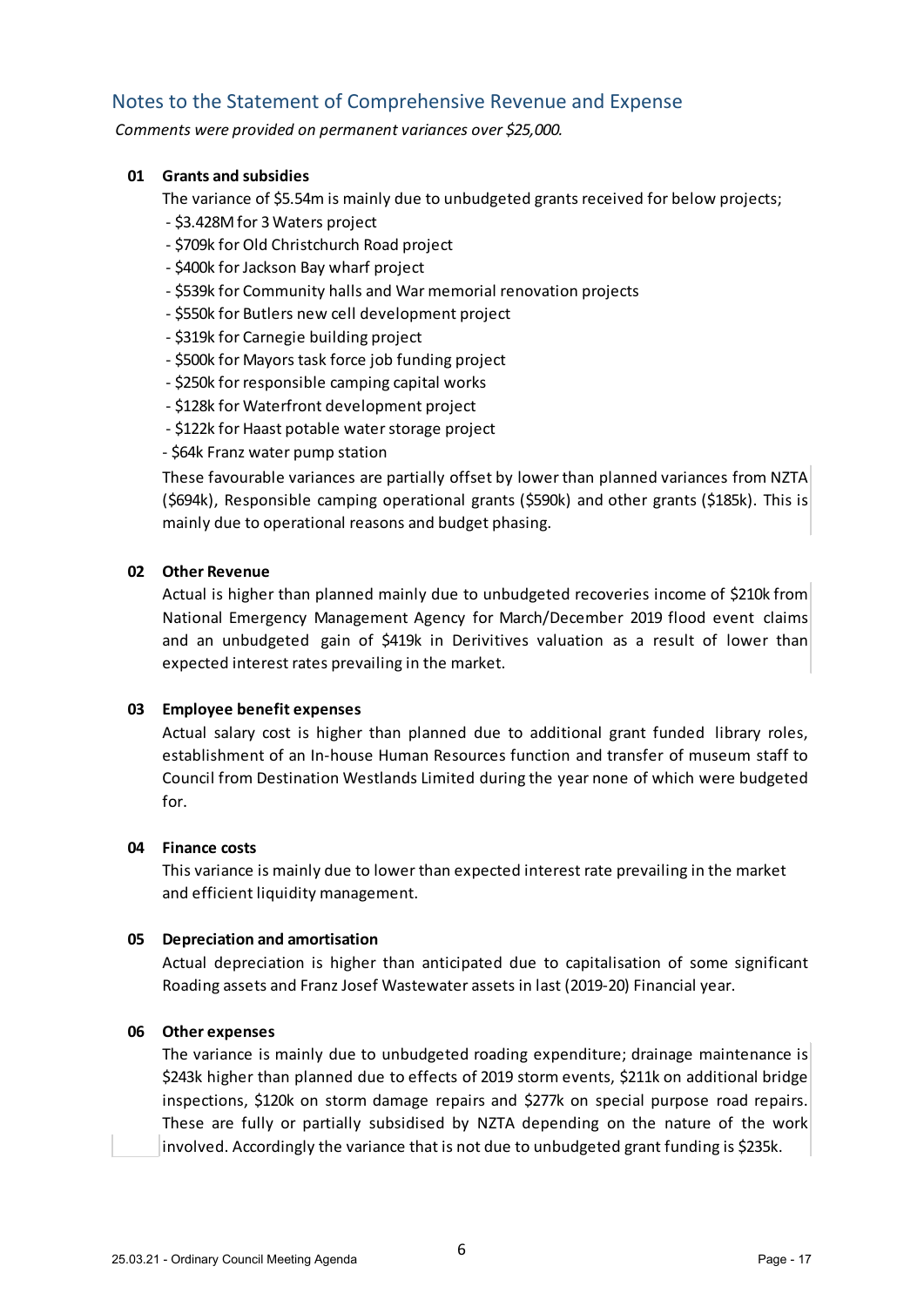## Notes to the Statement of Comprehensive Revenue and Expense

*Comments were provided on permanent variances over $25,000.*

### 01 Grants and subsidies

The variance of $5.54m is mainly due to unbudgeted grants received for below projects;

- $3.428M for 3 Waters project
- $709k for Old Christchurch Road project
- $400k for Jackson Bay wharf project
- $539k for Community halls and War memorial renovation projects
- $550k for Butlers new cell development project
- $319k for Carnegie building project
- $500k for Mayors task force job funding project
- $250k for responsible camping capital works
- $128k for Waterfront development project
- $122k for Haast potable water storage project
- $64k Franz water pump station

These favourable variances are partially offset by lower than planned variances from NZTA ($694k), Responsible camping operational grants ($590k) and other grants ($185k). This is mainly due to operational reasons and budget phasing.

### 02 Other Revenue

Actual is higher than planned mainly due to unbudgeted recoveries income of $210k from National Emergency Management Agency for March/December 2019 flood event claims and an unbudgeted gain of $419k in Derivitives valuation as a result of lower than expected interest rates prevailing in the market.

### 03 Employee benefit expenses

Actual salary cost is higher than planned due to additional grant funded library roles, establishment of an In-house Human Resources function and transfer of museum staff to Council from Destination Westlands Limited during the year none of which were budgeted for.

### 04 Finance costs

This variance is mainly due to lower than expected interest rate prevailing in the market and efficient liquidity management.

### 05 Depreciation and amortisation

Actual depreciation is higher than anticipated due to capitalisation of some significant Roading assets and Franz Josef Wastewater assets in last (2019-20) Financial year.

### 06 Other expenses

The variance is mainly due to unbudgeted roading expenditure; drainage maintenance is $243k higher than planned due to effects of 2019 storm events, $211k on additional bridge inspections, $120k on storm damage repairs and $277k on special purpose road repairs. These are fully or partially subsidised by NZTA depending on the nature of the work involved. Accordingly the variance that is not due to unbudgeted grant funding is $235k.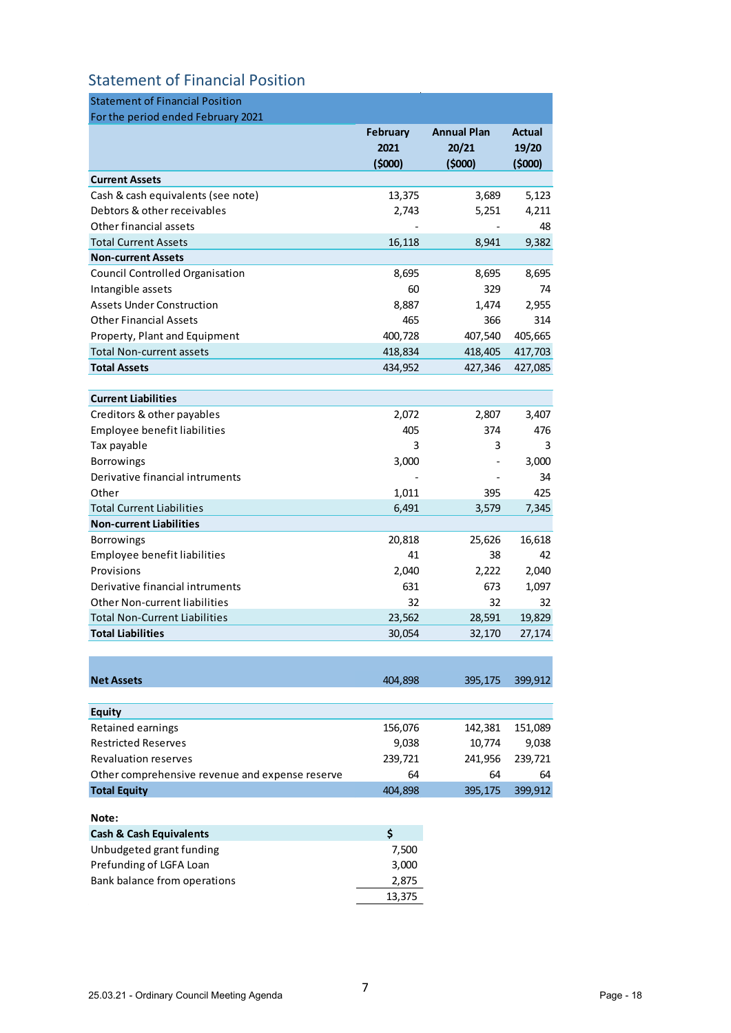## Statement of Financial Position

| Statement of Financial Position<br>For the period ended February 2021 | February 2021 ($000) | Annual Plan 20/21 ($000) | Actual 19/20 ($000) |
|---|---|---|---|
| **Current Assets** | | | |
| Cash & cash equivalents (see note) | 13,375 | 3,689 | 5,123 |
| Debtors & other receivables | 2,743 | 5,251 | 4,211 |
| Other financial assets | - | - | 48 |
| Total Current Assets | 16,118 | 8,941 | 9,382 |
| **Non-current Assets** | | | |
| Council Controlled Organisation | 8,695 | 8,695 | 8,695 |
| Intangible assets | 60 | 329 | 74 |
| Assets Under Construction | 8,887 | 1,474 | 2,955 |
| Other Financial Assets | 465 | 366 | 314 |
| Property, Plant and Equipment | 400,728 | 407,540 | 405,665 |
| Total Non-current assets | 418,834 | 418,405 | 417,703 |
| **Total Assets** | 434,952 | 427,346 | 427,085 |
| | | | |
| **Current Liabilities** | | | |
| Creditors & other payables | 2,072 | 2,807 | 3,407 |
| Employee benefit liabilities | 405 | 374 | 476 |
| Tax payable | 3 | 3 | 3 |
| Borrowings | 3,000 | - | 3,000 |
| Derivative financial intruments | - | - | 34 |
| Other | 1,011 | 395 | 425 |
| Total Current Liabilities | 6,491 | 3,579 | 7,345 |
| **Non-current Liabilities** | | | |
| Borrowings | 20,818 | 25,626 | 16,618 |
| Employee benefit liabilities | 41 | 38 | 42 |
| Provisions | 2,040 | 2,222 | 2,040 |
| Derivative financial intruments | 631 | 673 | 1,097 |
| Other Non-current liabilities | 32 | 32 | 32 |
| Total Non-Current Liabilities | 23,562 | 28,591 | 19,829 |
| **Total Liabilities** | 30,054 | 32,170 | 27,174 |
| | | | |
| **Net Assets** | 404,898 | 395,175 | 399,912 |
| | | | |
| **Equity** | | | |
| Retained earnings | 156,076 | 142,381 | 151,089 |
| Restricted Reserves | 9,038 | 10,774 | 9,038 |
| Revaluation reserves | 239,721 | 241,956 | 239,721 |
| Other comprehensive revenue and expense reserve | 64 | 64 | 64 |
| **Total Equity** | 404,898 | 395,175 | 399,912 |

**Note:**

| **Cash & Cash Equivalents** | $ |
|---|---|
| Unbudgeted grant funding | 7,500 |
| Prefunding of LGFA Loan | 3,000 |
| Bank balance from operations | 2,875 |
| | 13,375 |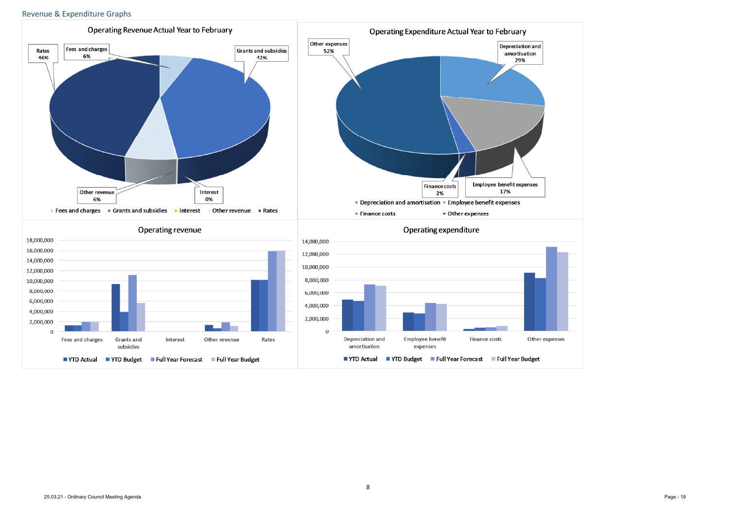## Revenue & Expenditure Graphs

Operating Revenue Actual Year to February

Rates 46%

Fees and charges 6%

Grants and subsidies 42%

Other revenue 6%

Interest 0%

Fees and charges · Grants and subsidies · Interest · Other revenue · Rates

Operating Expenditure Actual Year to February

Other expenses 52%

Depreciation and amortisation 29%

Finance costs 2%

Employee benefit expenses 17%

Depreciation and amortisation · Employee benefit expenses · Finance costs · Other expenses

Operating revenue

18,000,000
16,000,000
14,000,000
12,000,000
10,000,000
8,000,000
6,000,000
4,000,000
2,000,000
0

Fees and charges · Grants and subsidies · Interest · Other revenue · Rates

YTD Actual · YTD Budget · Full Year Forecast · Full Year Budget

Operating expenditure

14,000,000
12,000,000
10,000,000
8,000,000
6,000,000
4,000,000
2,000,000
0

Depreciation and amortisation · Employee benefit expenses · Finance costs · Other expenses

YTD Actual · YTD Budget · Full Year Forecast · Full Year Budget

8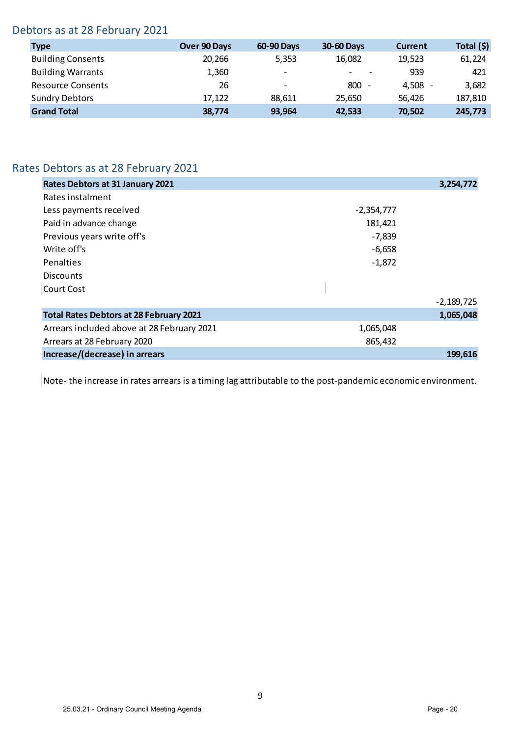## Debtors as at 28 February 2021

| Type | Over 90 Days | 60-90 Days | 30-60 Days | Current | Total ($) |
|---|---|---|---|---|---|
| Building Consents | 20,266 | 5,353 | 16,082 | 19,523 | 61,224 |
| Building Warrants | 1,360 | - | - - | 939 | 421 |
| Resource Consents | 26 | - | 800 - | 4,508 - | 3,682 |
| Sundry Debtors | 17,122 | 88,611 | 25,650 | 56,426 | 187,810 |
| **Grand Total** | **38,774** | **93,964** | **42,533** | **70,502** | **245,773** |

## Rates Debtors as at 28 February 2021

| | | |
|---|---|---|
| **Rates Debtors at 31 January 2021** | | **3,254,772** |
| Rates instalment | | |
| Less payments received | -2,354,777 | |
| Paid in advance change | 181,421 | |
| Previous years write off's | -7,839 | |
| Write off's | -6,658 | |
| Penalties | -1,872 | |
| Discounts | | |
| Court Cost | | |
| | | -2,189,725 |
| **Total Rates Debtors at 28 February 2021** | | **1,065,048** |
| Arrears included above at 28 February 2021 | 1,065,048 | |
| Arrears at 28 February 2020 | 865,432 | |
| **Increase/(decrease) in arrears** | | **199,616** |

Note- the increase in rates arrears is a timing lag attributable to the post-pandemic economic environment.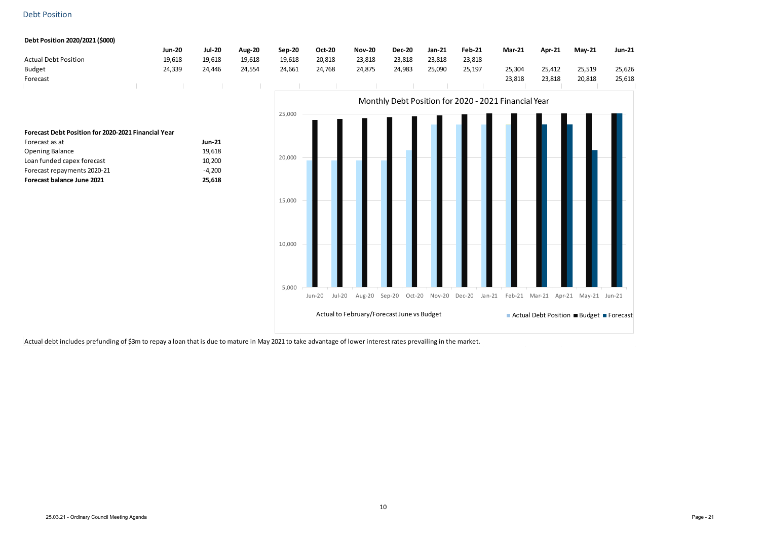## Debt Position

**Debt Position 2020/2021 ($000)**

| | Jun-20 | Jul-20 | Aug-20 | Sep-20 | Oct-20 | Nov-20 | Dec-20 | Jan-21 | Feb-21 | Mar-21 | Apr-21 | May-21 | Jun-21 |
|---|---|---|---|---|---|---|---|---|---|---|---|---|---|
| Actual Debt Position | 19,618 | 19,618 | 19,618 | 19,618 | 20,818 | 23,818 | 23,818 | 23,818 | 23,818 | | | | |
| Budget | 24,339 | 24,446 | 24,554 | 24,661 | 24,768 | 24,875 | 24,983 | 25,090 | 25,197 | 25,304 | 25,412 | 25,519 | 25,626 |
| Forecast | | | | | | | | | | 23,818 | 23,818 | 20,818 | 25,618 |

**Forecast Debt Position for 2020-2021 Financial Year**

| | |
|---|---|
| Forecast as at | **Jun-21** |
| Opening Balance | 19,618 |
| Loan funded capex forecast | 10,200 |
| Forecast repayments 2020-21 | -4,200 |
| **Forecast balance June 2021** | **25,618** |

Monthly Debt Position for 2020 - 2021 Financial Year

25,000
20,000
15,000
10,000
5,000

Jun-20 Jul-20 Aug-20 Sep-20 Oct-20 Nov-20 Dec-20 Jan-21 Feb-21 Mar-21 Apr-21 May-21 Jun-21

Actual to February/Forecast June vs Budget

Actual Debt Position  Budget  Forecast

Actual debt includes prefunding of $3m to repay a loan that is due to mature in May 2021 to take advantage of lower interest rates prevailing in the market.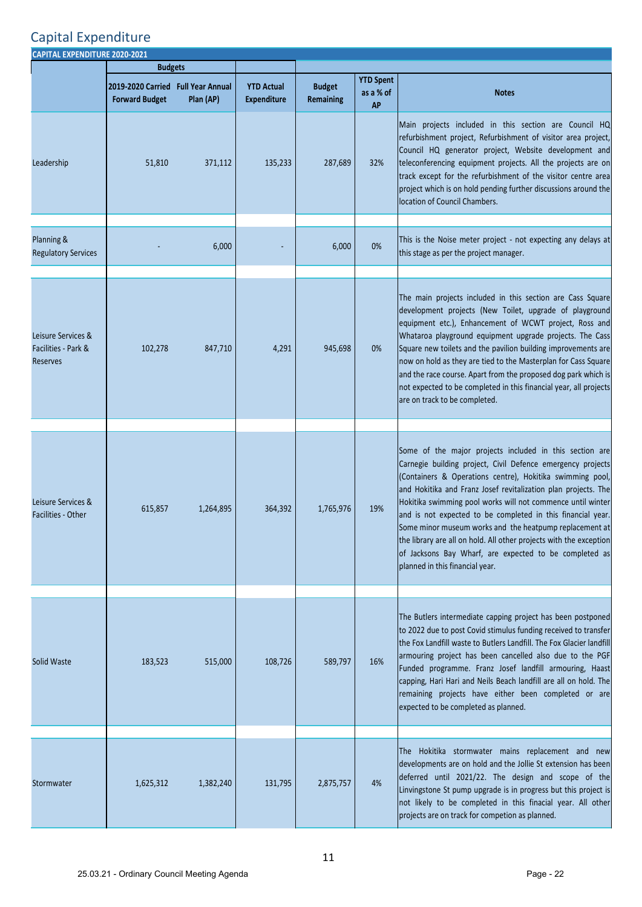# Capital Expenditure

| CAPITAL EXPENDITURE 2020-2021 | Budgets | | | | | |
|---|---|---|---|---|---|---|
| | 2019-2020 Carried Forward Budget | Full Year Annual Plan (AP) | YTD Actual Expenditure | Budget Remaining | YTD Spent as a % of AP | Notes |
| Leadership | 51,810 | 371,112 | 135,233 | 287,689 | 32% | Main projects included in this section are Council HQ refurbishment project, Refurbishment of visitor area project, Council HQ generator project, Website development and teleconferencing equipment projects. All the projects are on track except for the refurbishment of the visitor centre area project which is on hold pending further discussions around the location of Council Chambers. |
| Planning & Regulatory Services | - | 6,000 | - | 6,000 | 0% | This is the Noise meter project - not expecting any delays at this stage as per the project manager. |
| Leisure Services & Facilities - Park & Reserves | 102,278 | 847,710 | 4,291 | 945,698 | 0% | The main projects included in this section are Cass Square development projects (New Toilet, upgrade of playground equipment etc.), Enhancement of WCWT project, Ross and Whataroa playground equipment upgrade projects. The Cass Square new toilets and the pavilion building improvements are now on hold as they are tied to the Masterplan for Cass Square and the race course. Apart from the proposed dog park which is not expected to be completed in this financial year, all projects are on track to be completed. |
| Leisure Services & Facilities - Other | 615,857 | 1,264,895 | 364,392 | 1,765,976 | 19% | Some of the major projects included in this section are Carnegie building project, Civil Defence emergency projects (Containers & Operations centre), Hokitika swimming pool, and Hokitika and Franz Josef revitalization plan projects. The Hokitika swimming pool works will not commence until winter and is not expected to be completed in this financial year. Some minor museum works and the heatpump replacement at the library are all on hold. All other projects with the exception of Jacksons Bay Wharf, are expected to be completed as planned in this financial year. |
| Solid Waste | 183,523 | 515,000 | 108,726 | 589,797 | 16% | The Butlers intermediate capping project has been postponed to 2022 due to post Covid stimulus funding received to transfer the Fox Landfill waste to Butlers Landfill. The Fox Glacier landfill armouring project has been cancelled also due to the PGF Funded programme. Franz Josef landfill armouring, Haast capping, Hari Hari and Neils Beach landfill are all on hold. The remaining projects have either been completed or are expected to be completed as planned. |
| Stormwater | 1,625,312 | 1,382,240 | 131,795 | 2,875,757 | 4% | The Hokitika stormwater mains replacement and new developments are on hold and the Jollie St extension has been deferred until 2021/22. The design and scope of the Linvingstone St pump upgrade is in progress but this project is not likely to be completed in this finacial year. All other projects are on track for competion as planned. |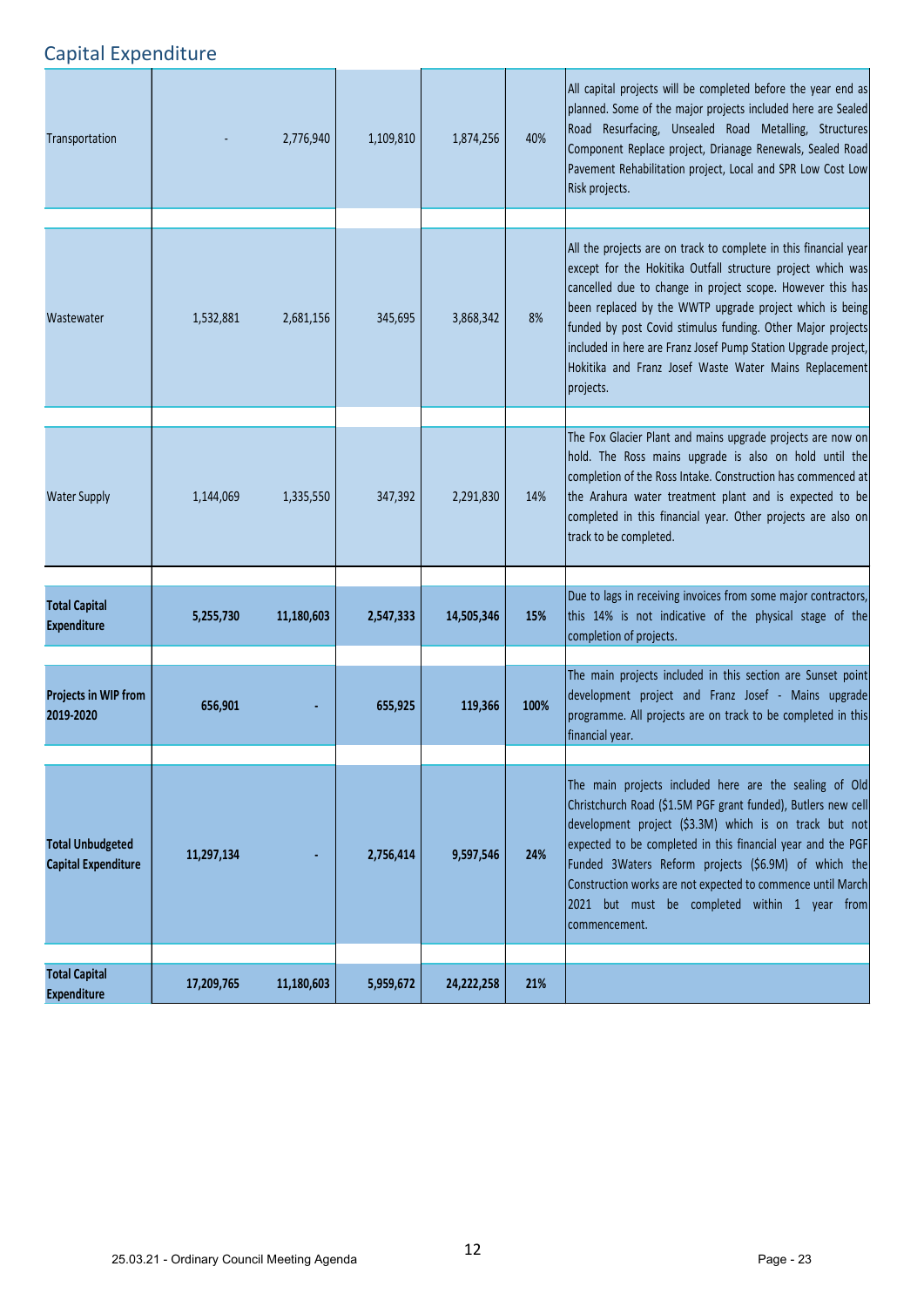## Capital Expenditure

| | | | | | | |
|---|---|---|---|---|---|---|
| Transportation | - | 2,776,940 | 1,109,810 | 1,874,256 | 40% | All capital projects will be completed before the year end as planned. Some of the major projects included here are Sealed Road Resurfacing, Unsealed Road Metalling, Structures Component Replace project, Drianage Renewals, Sealed Road Pavement Rehabilitation project, Local and SPR Low Cost Low Risk projects. |
| Wastewater | 1,532,881 | 2,681,156 | 345,695 | 3,868,342 | 8% | All the projects are on track to complete in this financial year except for the Hokitika Outfall structure project which was cancelled due to change in project scope. However this has been replaced by the WWTP upgrade project which is being funded by post Covid stimulus funding. Other Major projects included in here are Franz Josef Pump Station Upgrade project, Hokitika and Franz Josef Waste Water Mains Replacement projects. |
| Water Supply | 1,144,069 | 1,335,550 | 347,392 | 2,291,830 | 14% | The Fox Glacier Plant and mains upgrade projects are now on hold. The Ross mains upgrade is also on hold until the completion of the Ross Intake. Construction has commenced at the Arahura water treatment plant and is expected to be completed in this financial year. Other projects are also on track to be completed. |
| **Total Capital Expenditure** | **5,255,730** | **11,180,603** | **2,547,333** | **14,505,346** | **15%** | Due to lags in receiving invoices from some major contractors, this 14% is not indicative of the physical stage of the completion of projects. |
| **Projects in WIP from 2019-2020** | **656,901** | **-** | **655,925** | **119,366** | **100%** | The main projects included in this section are Sunset point development project and Franz Josef - Mains upgrade programme. All projects are on track to be completed in this financial year. |
| **Total Unbudgeted Capital Expenditure** | **11,297,134** | **-** | **2,756,414** | **9,597,546** | **24%** | The main projects included here are the sealing of Old Christchurch Road ($1.5M PGF grant funded), Butlers new cell development project ($3.3M) which is on track but not expected to be completed in this financial year and the PGF Funded 3Waters Reform projects ($6.9M) of which the Construction works are not expected to commence until March 2021 but must be completed within 1 year from commencement. |
| **Total Capital Expenditure** | **17,209,765** | **11,180,603** | **5,959,672** | **24,222,258** | **21%** | |